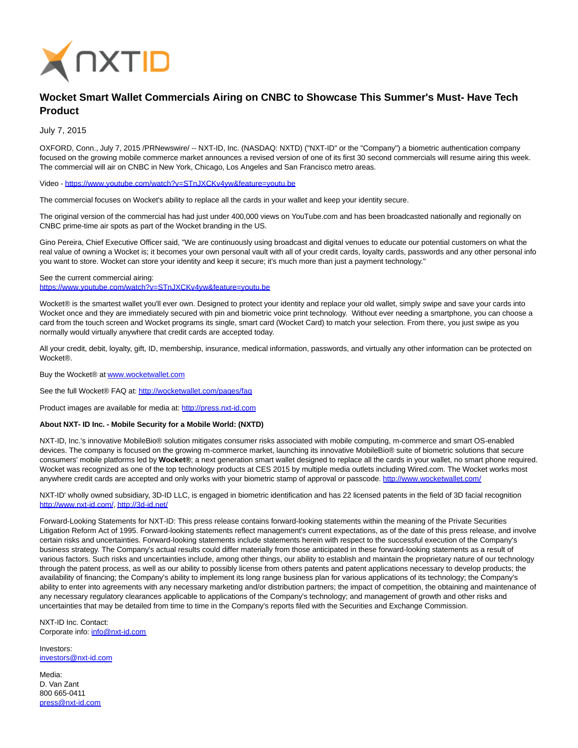# Wocket Smart Wallet Commercials Airing on CNBC to Showcase This Summer's Must- Have Tech Product

July 7, 2015

OXFORD, Conn., July 7, 2015 /PRNewswire/ -- NXT-ID, Inc. (NASDAQ: NXTD) ("NXT-ID" or the "Company") a biometric authentication company focused on the growing mobile commerce market announces a revised version of one of its first 30 second commercials will resume airing this week. The commercial will air on CNBC in New York, Chicago, Los Angeles and San Francisco metro areas.

Video - https://www.youtube.com/watch?v=STnJXCKv4yw&feature=youtu.be

The commercial focuses on Wocket's ability to replace all the cards in your wallet and keep your identity secure.

The original version of the commercial has had just under 400,000 views on YouTube.com and has been broadcasted nationally and regionally on CNBC prime-time air spots as part of the Wocket branding in the US.

Gino Pereira, Chief Executive Officer said, "We are continuously using broadcast and digital venues to educate our potential customers on what the real value of owning a Wocket is; it becomes your own personal vault with all of your credit cards, loyalty cards, passwords and any other personal info you want to store. Wocket can store your identity and keep it secure; it's much more than just a payment technology."

See the current commercial airing:
https://www.youtube.com/watch?v=STnJXCKv4yw&feature=youtu.be

Wocket® is the smartest wallet you'll ever own. Designed to protect your identity and replace your old wallet, simply swipe and save your cards into Wocket once and they are immediately secured with pin and biometric voice print technology. Without ever needing a smartphone, you can choose a card from the touch screen and Wocket programs its single, smart card (Wocket Card) to match your selection. From there, you just swipe as you normally would virtually anywhere that credit cards are accepted today.

All your credit, debit, loyalty, gift, ID, membership, insurance, medical information, passwords, and virtually any other information can be protected on Wocket®.

Buy the Wocket® at www.wocketwallet.com

See the full Wocket® FAQ at: http://wocketwallet.com/pages/faq

Product images are available for media at: http://press.nxt-id.com

**About NXT- ID Inc. - Mobile Security for a Mobile World: (NXTD)**

NXT-ID, Inc.'s innovative MobileBio® solution mitigates consumer risks associated with mobile computing, m-commerce and smart OS-enabled devices. The company is focused on the growing m-commerce market, launching its innovative MobileBio® suite of biometric solutions that secure consumers' mobile platforms led by **Wocket®**; a next generation smart wallet designed to replace all the cards in your wallet, no smart phone required. Wocket was recognized as one of the top technology products at CES 2015 by multiple media outlets including Wired.com. The Wocket works most anywhere credit cards are accepted and only works with your biometric stamp of approval or passcode. http://www.wocketwallet.com/

NXT-ID' wholly owned subsidiary, 3D-ID LLC, is engaged in biometric identification and has 22 licensed patents in the field of 3D facial recognition http://www.nxt-id.com/, http://3d-id.net/

Forward-Looking Statements for NXT-ID: This press release contains forward-looking statements within the meaning of the Private Securities Litigation Reform Act of 1995. Forward-looking statements reflect management's current expectations, as of the date of this press release, and involve certain risks and uncertainties. Forward-looking statements include statements herein with respect to the successful execution of the Company's business strategy. The Company's actual results could differ materially from those anticipated in these forward-looking statements as a result of various factors. Such risks and uncertainties include, among other things, our ability to establish and maintain the proprietary nature of our technology through the patent process, as well as our ability to possibly license from others patents and patent applications necessary to develop products; the availability of financing; the Company's ability to implement its long range business plan for various applications of its technology; the Company's ability to enter into agreements with any necessary marketing and/or distribution partners; the impact of competition, the obtaining and maintenance of any necessary regulatory clearances applicable to applications of the Company's technology; and management of growth and other risks and uncertainties that may be detailed from time to time in the Company's reports filed with the Securities and Exchange Commission.

NXT-ID Inc. Contact:
Corporate info: info@nxt-id.com

Investors:
investors@nxt-id.com

Media:
D. Van Zant
800 665-0411
press@nxt-id.com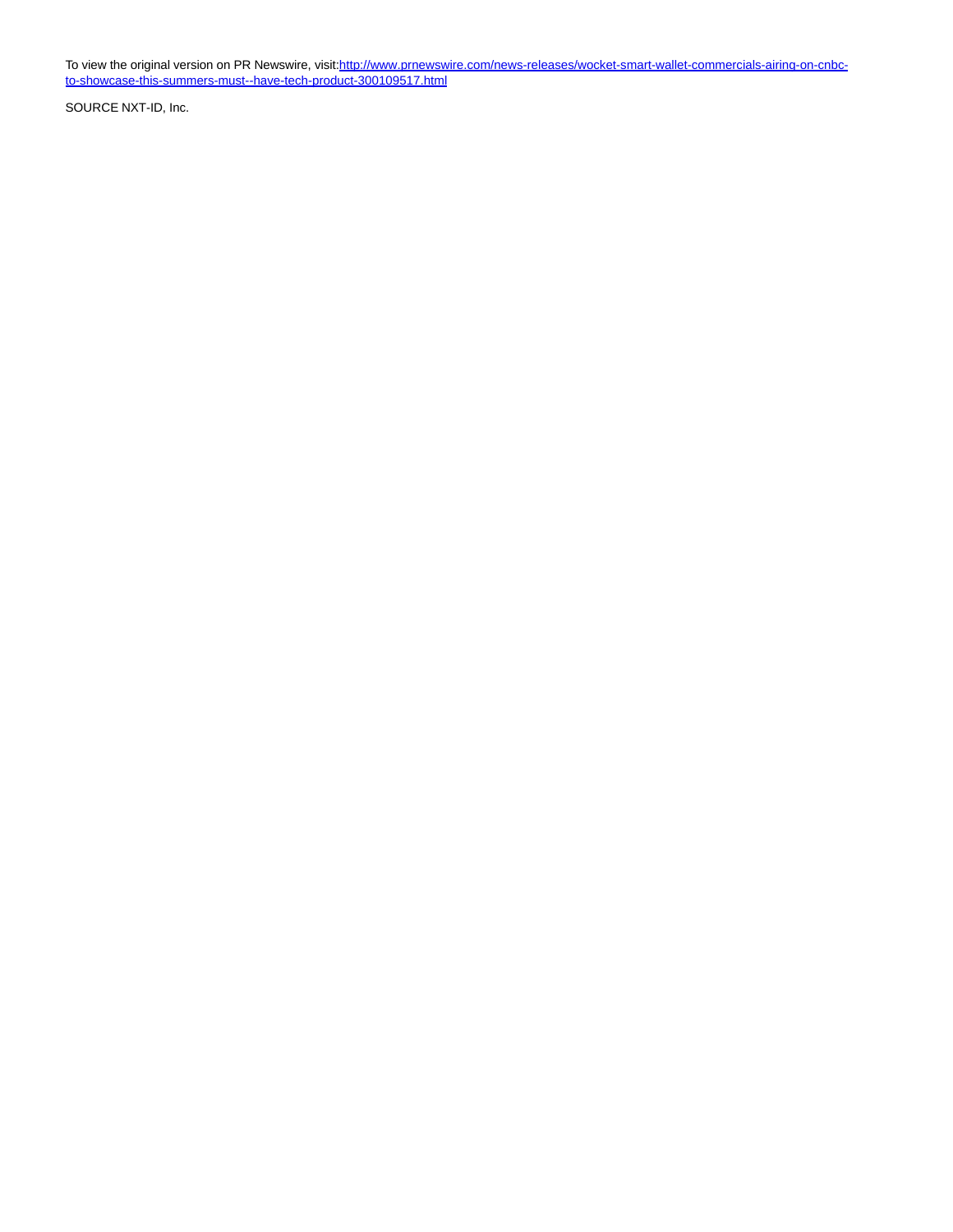To view the original version on PR Newswire, visit:[http://www.prnewswire.com/news-releases/wocket-smart-wallet-commercials-airing-on-cnbc-to-showcase-this-summers-must--have-tech-product-300109517.html](http://www.prnewswire.com/news-releases/wocket-smart-wallet-commercials-airing-on-cnbc-to-showcase-this-summers-must--have-tech-product-300109517.html)

SOURCE NXT-ID, Inc.